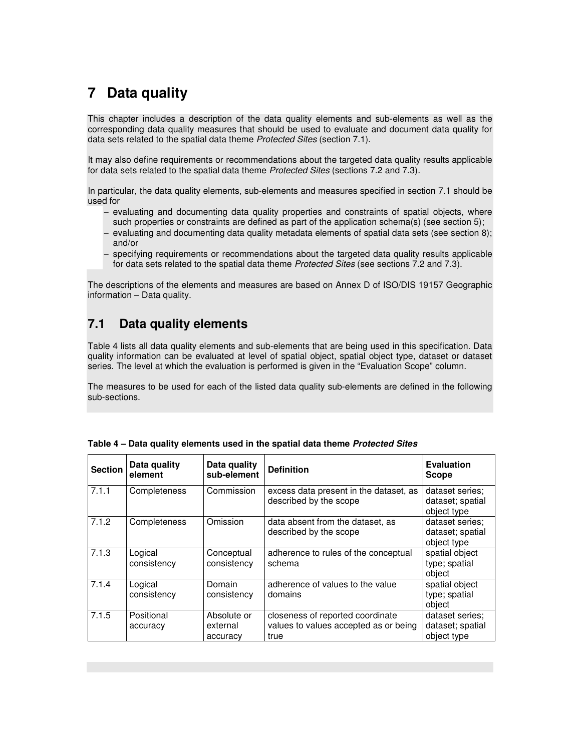# 7 Data quality

This chapter includes a description of the data quality elements and sub-elements as well as the corresponding data quality measures that should be used to evaluate and document data quality for data sets related to the spatial data theme *Protected Sites* (section 7.1).

It may also define requirements or recommendations about the targeted data quality results applicable for data sets related to the spatial data theme *Protected Sites* (sections 7.2 and 7.3).

In particular, the data quality elements, sub-elements and measures specified in section 7.1 should be used for

- evaluating and documenting data quality properties and constraints of spatial objects, where such properties or constraints are defined as part of the application schema(s) (see section 5);
- evaluating and documenting data quality metadata elements of spatial data sets (see section 8); and/or
- specifying requirements or recommendations about the targeted data quality results applicable for data sets related to the spatial data theme *Protected Sites* (see sections 7.2 and 7.3).

The descriptions of the elements and measures are based on Annex D of ISO/DIS 19157 Geographic information – Data quality.

## 7.1 Data quality elements

Table 4 lists all data quality elements and sub-elements that are being used in this specification. Data quality information can be evaluated at level of spatial object, spatial object type, dataset or dataset series. The level at which the evaluation is performed is given in the “Evaluation Scope” column.

The measures to be used for each of the listed data quality sub-elements are defined in the following sub-sections.

**Table 4 – Data quality elements used in the spatial data theme *Protected Sites***

| Section | Data quality element | Data quality sub-element | Definition | Evaluation Scope |
|---|---|---|---|---|
| 7.1.1 | Completeness | Commission | excess data present in the dataset, as described by the scope | dataset series; dataset; spatial object type |
| 7.1.2 | Completeness | Omission | data absent from the dataset, as described by the scope | dataset series; dataset; spatial object type |
| 7.1.3 | Logical consistency | Conceptual consistency | adherence to rules of the conceptual schema | spatial object type; spatial object |
| 7.1.4 | Logical consistency | Domain consistency | adherence of values to the value domains | spatial object type; spatial object |
| 7.1.5 | Positional accuracy | Absolute or external accuracy | closeness of reported coordinate values to values accepted as or being true | dataset series; dataset; spatial object type |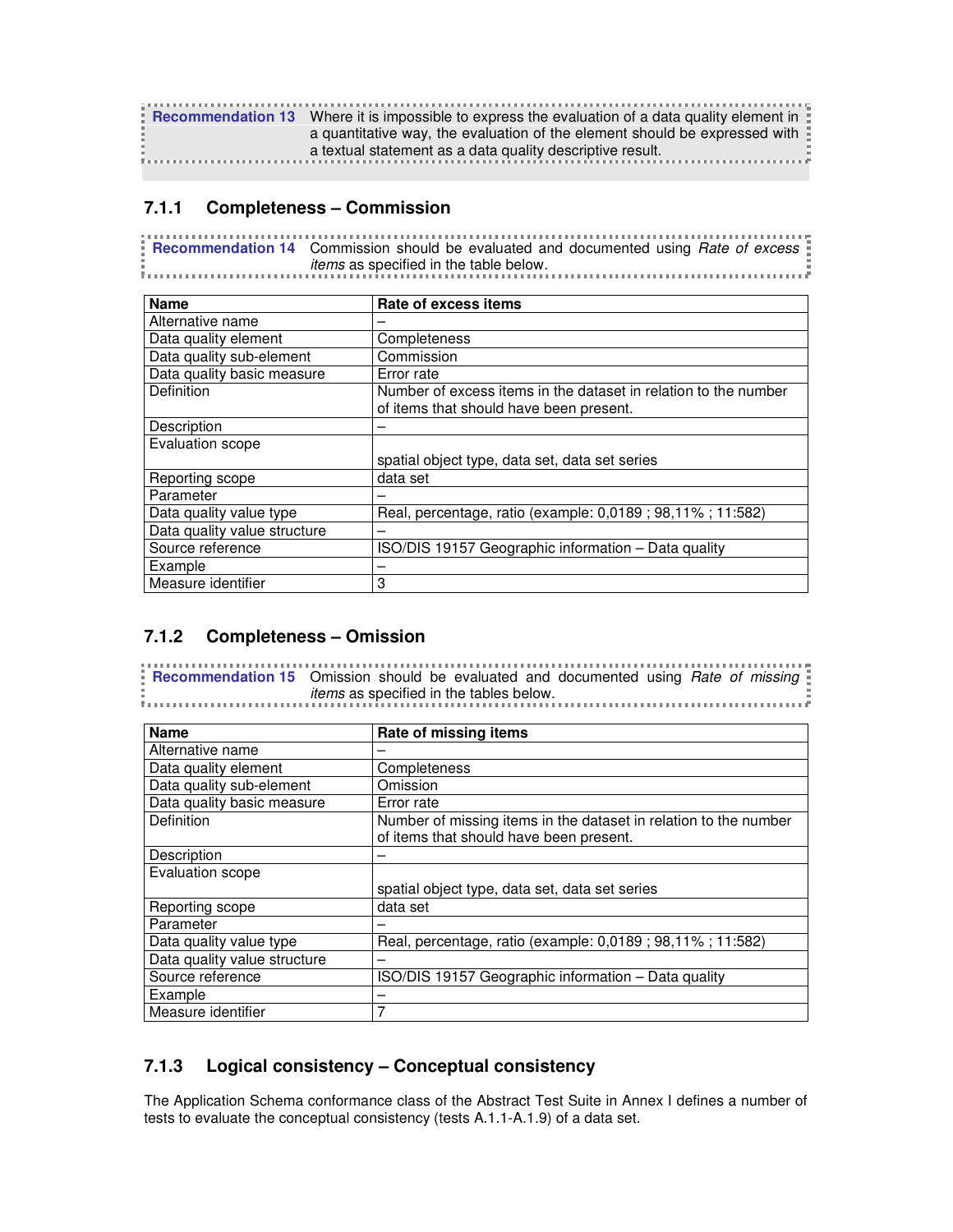**Recommendation 13** Where it is impossible to express the evaluation of a data quality element in a quantitative way, the evaluation of the element should be expressed with a textual statement as a data quality descriptive result.

### 7.1.1 Completeness – Commission

**Recommendation 14** Commission should be evaluated and documented using *Rate of excess items* as specified in the table below.

| Name | Rate of excess items |
|---|---|
| Alternative name | – |
| Data quality element | Completeness |
| Data quality sub-element | Commission |
| Data quality basic measure | Error rate |
| Definition | Number of excess items in the dataset in relation to the number of items that should have been present. |
| Description | – |
| Evaluation scope | spatial object type, data set, data set series |
| Reporting scope | data set |
| Parameter | – |
| Data quality value type | Real, percentage, ratio (example: 0,0189 ; 98,11% ; 11:582) |
| Data quality value structure | – |
| Source reference | ISO/DIS 19157 Geographic information – Data quality |
| Example | – |
| Measure identifier | 3 |

### 7.1.2 Completeness – Omission

**Recommendation 15** Omission should be evaluated and documented using *Rate of missing items* as specified in the tables below.

| Name | Rate of missing items |
|---|---|
| Alternative name | – |
| Data quality element | Completeness |
| Data quality sub-element | Omission |
| Data quality basic measure | Error rate |
| Definition | Number of missing items in the dataset in relation to the number of items that should have been present. |
| Description | – |
| Evaluation scope | spatial object type, data set, data set series |
| Reporting scope | data set |
| Parameter | – |
| Data quality value type | Real, percentage, ratio (example: 0,0189 ; 98,11% ; 11:582) |
| Data quality value structure | – |
| Source reference | ISO/DIS 19157 Geographic information – Data quality |
| Example | – |
| Measure identifier | 7 |

### 7.1.3 Logical consistency – Conceptual consistency

The Application Schema conformance class of the Abstract Test Suite in Annex I defines a number of tests to evaluate the conceptual consistency (tests A.1.1-A.1.9) of a data set.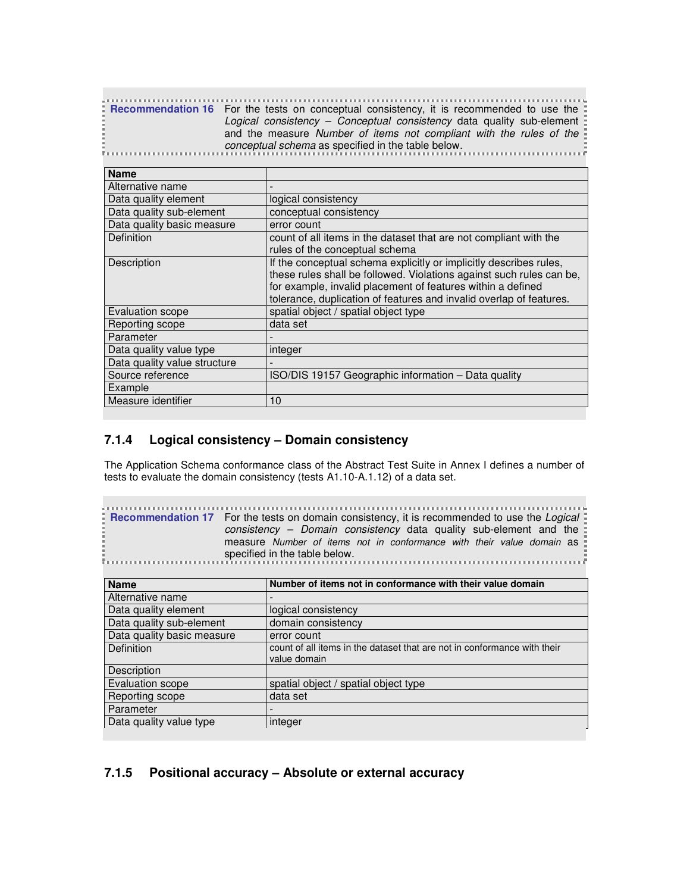**Recommendation 16** For the tests on conceptual consistency, it is recommended to use the *Logical consistency – Conceptual consistency* data quality sub-element and the measure *Number of items not compliant with the rules of the conceptual schema* as specified in the table below.

| **Name** | |
|---|---|
| Alternative name | - |
| Data quality element | logical consistency |
| Data quality sub-element | conceptual consistency |
| Data quality basic measure | error count |
| Definition | count of all items in the dataset that are not compliant with the rules of the conceptual schema |
| Description | If the conceptual schema explicitly or implicitly describes rules, these rules shall be followed. Violations against such rules can be, for example, invalid placement of features within a defined tolerance, duplication of features and invalid overlap of features. |
| Evaluation scope | spatial object / spatial object type |
| Reporting scope | data set |
| Parameter | - |
| Data quality value type | integer |
| Data quality value structure | - |
| Source reference | ISO/DIS 19157 Geographic information – Data quality |
| Example | |
| Measure identifier | 10 |

### 7.1.4 Logical consistency – Domain consistency

The Application Schema conformance class of the Abstract Test Suite in Annex I defines a number of tests to evaluate the domain consistency (tests A1.10-A.1.12) of a data set.

**Recommendation 17** For the tests on domain consistency, it is recommended to use the *Logical consistency – Domain consistency* data quality sub-element and the measure *Number of items not in conformance with their value domain* as specified in the table below.

| **Name** | **Number of items not in conformance with their value domain** |
|---|---|
| Alternative name | - |
| Data quality element | logical consistency |
| Data quality sub-element | domain consistency |
| Data quality basic measure | error count |
| Definition | count of all items in the dataset that are not in conformance with their value domain |
| Description | |
| Evaluation scope | spatial object / spatial object type |
| Reporting scope | data set |
| Parameter | - |
| Data quality value type | integer |

### 7.1.5 Positional accuracy – Absolute or external accuracy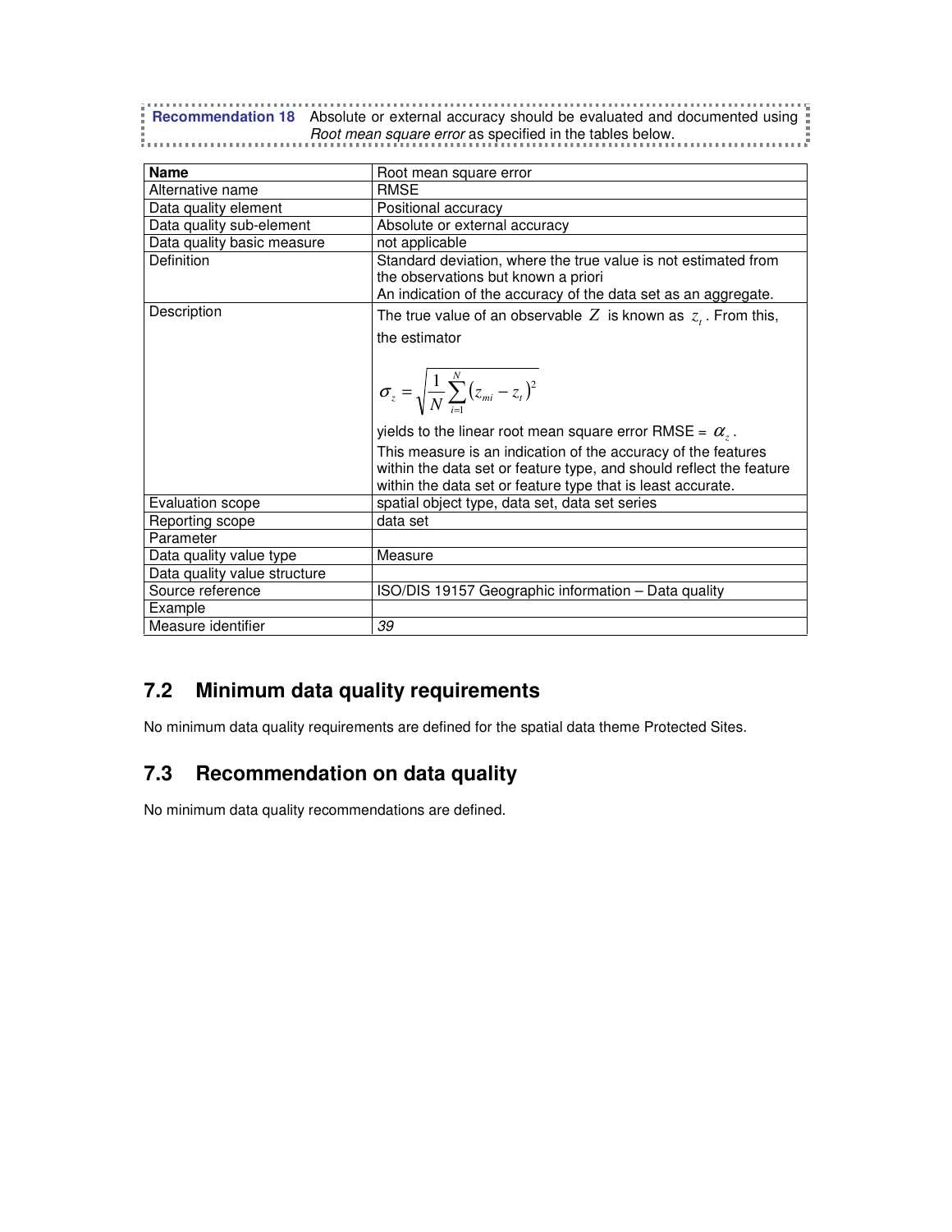**Recommendation 18** Absolute or external accuracy should be evaluated and documented using *Root mean square error* as specified in the tables below.

| **Name** | Root mean square error |
|---|---|
| Alternative name | RMSE |
| Data quality element | Positional accuracy |
| Data quality sub-element | Absolute or external accuracy |
| Data quality basic measure | not applicable |
| Definition | Standard deviation, where the true value is not estimated from the observations but known a priori<br>An indication of the accuracy of the data set as an aggregate. |
| Description | The true value of an observable $Z$ is known as $z_t$. From this, the estimator<br>$\sigma_z = \sqrt{\frac{1}{N}\sum_{i=1}^{N}(z_{mi} - z_t)^2}$<br>yields to the linear root mean square error RMSE = $\alpha_z$.<br>This measure is an indication of the accuracy of the features within the data set or feature type, and should reflect the feature within the data set or feature type that is least accurate. |
| Evaluation scope | spatial object type, data set, data set series |
| Reporting scope | data set |
| Parameter | |
| Data quality value type | Measure |
| Data quality value structure | |
| Source reference | ISO/DIS 19157 Geographic information – Data quality |
| Example | |
| Measure identifier | *39* |

## 7.2 Minimum data quality requirements

No minimum data quality requirements are defined for the spatial data theme Protected Sites.

## 7.3 Recommendation on data quality

No minimum data quality recommendations are defined.